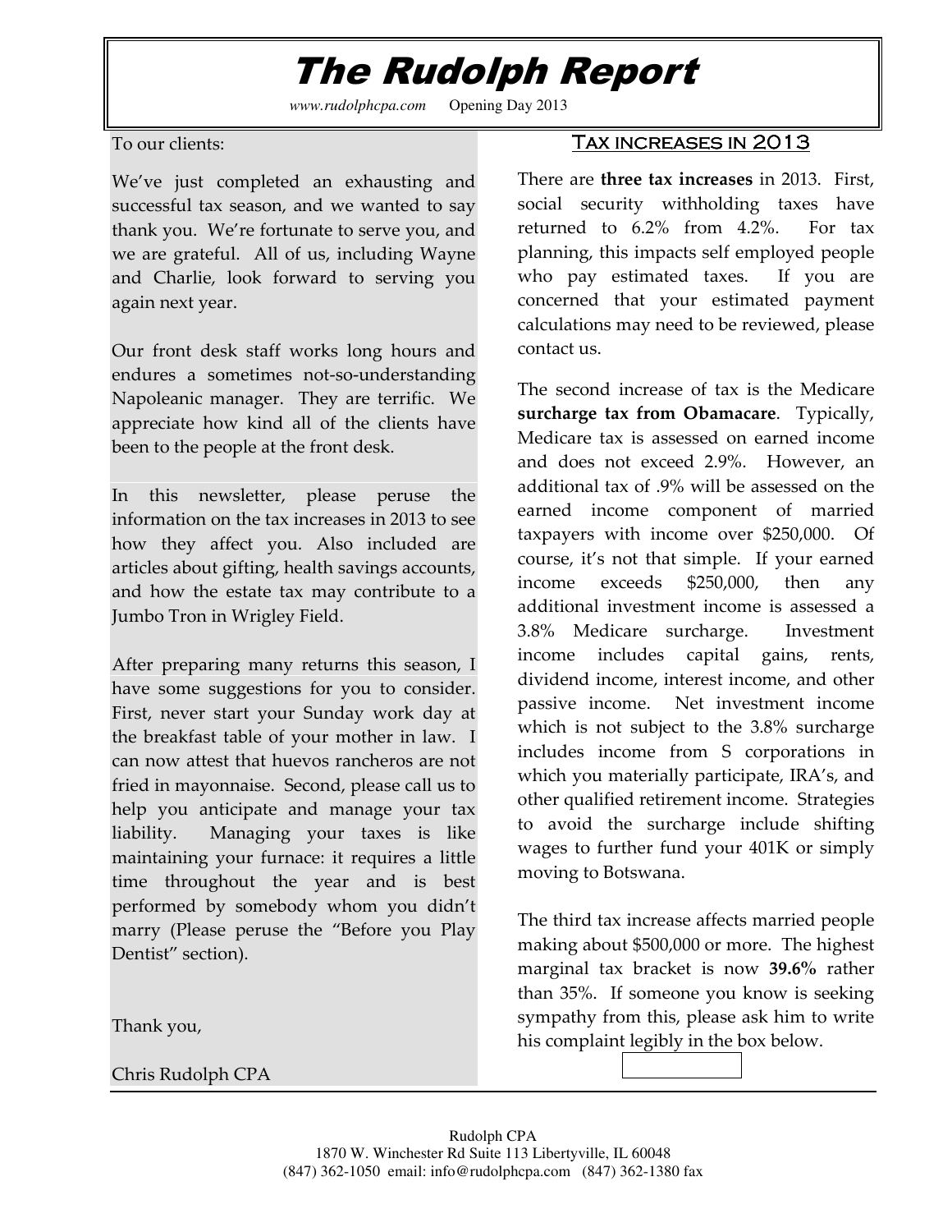# The Rudolph Report

*www.rudolphcpa.com* Opening Day 2013

To our clients:

We've just completed an exhausting and successful tax season, and we wanted to say thank you. We're fortunate to serve you, and we are grateful. All of us, including Wayne and Charlie, look forward to serving you again next year.

Our front desk staff works long hours and endures a sometimes not-so-understanding Napoleanic manager. They are terrific. We appreciate how kind all of the clients have been to the people at the front desk.

In this newsletter, please peruse the information on the tax increases in 2013 to see how they affect you. Also included are articles about gifting, health savings accounts, and how the estate tax may contribute to a Jumbo Tron in Wrigley Field.

After preparing many returns this season, I have some suggestions for you to consider. First, never start your Sunday work day at the breakfast table of your mother in law. I can now attest that huevos rancheros are not fried in mayonnaise. Second, please call us to help you anticipate and manage your tax liability. Managing your taxes is like maintaining your furnace: it requires a little time throughout the year and is best performed by somebody whom you didn't marry (Please peruse the "Before you Play Dentist" section).

Thank you,

Chris Rudolph CPA

## Tax increases in 2013

There are **three tax increases** in 2013. First, social security withholding taxes have returned to 6.2% from 4.2%. For tax planning, this impacts self employed people who pay estimated taxes. If you are concerned that your estimated payment calculations may need to be reviewed, please contact us.

The second increase of tax is the Medicare **surcharge tax from Obamacare**. Typically, Medicare tax is assessed on earned income and does not exceed 2.9%. However, an additional tax of .9% will be assessed on the earned income component of married taxpayers with income over $250,000. Of course, it's not that simple. If your earned income exceeds $250,000, then any additional investment income is assessed a 3.8% Medicare surcharge. Investment income includes capital gains, rents, dividend income, interest income, and other passive income. Net investment income which is not subject to the 3.8% surcharge includes income from S corporations in which you materially participate, IRA's, and other qualified retirement income. Strategies to avoid the surcharge include shifting wages to further fund your 401K or simply moving to Botswana.

The third tax increase affects married people making about $500,000 or more. The highest marginal tax bracket is now **39.6%** rather than 35%. If someone you know is seeking sympathy from this, please ask him to write his complaint legibly in the box below.

Rudolph CPA
1870 W. Winchester Rd Suite 113 Libertyville, IL 60048
(847) 362-1050 email: info@rudolphcpa.com (847) 362-1380 fax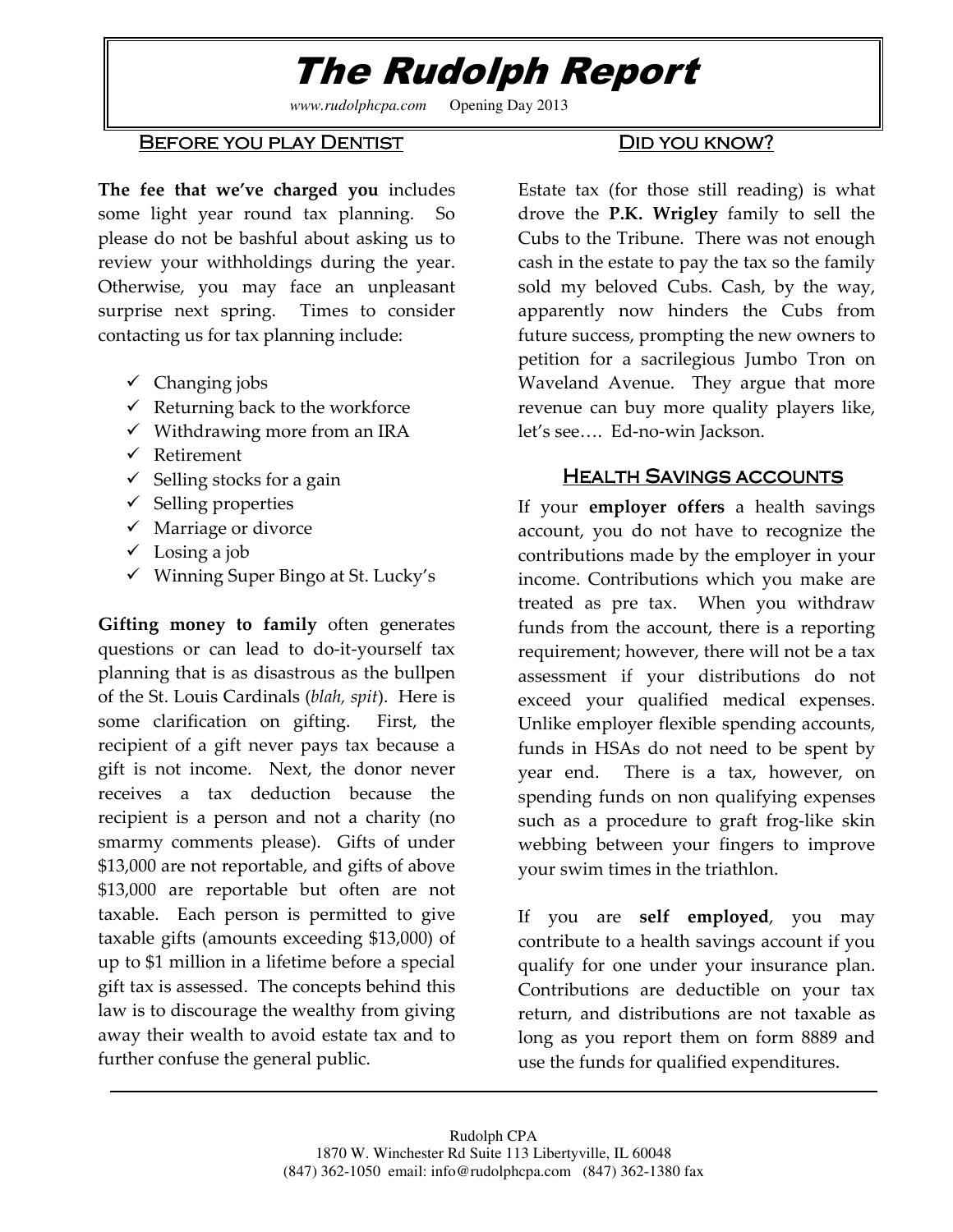# The Rudolph Report

*www.rudolphcpa.com* Opening Day 2013

## Before you play Dentist

**The fee that we've charged you** includes some light year round tax planning. So please do not be bashful about asking us to review your withholdings during the year. Otherwise, you may face an unpleasant surprise next spring. Times to consider contacting us for tax planning include:

- ✓ Changing jobs
- ✓ Returning back to the workforce
- ✓ Withdrawing more from an IRA
- ✓ Retirement
- ✓ Selling stocks for a gain
- ✓ Selling properties
- ✓ Marriage or divorce
- ✓ Losing a job
- ✓ Winning Super Bingo at St. Lucky's

**Gifting money to family** often generates questions or can lead to do-it-yourself tax planning that is as disastrous as the bullpen of the St. Louis Cardinals (*blah, spit*). Here is some clarification on gifting. First, the recipient of a gift never pays tax because a gift is not income. Next, the donor never receives a tax deduction because the recipient is a person and not a charity (no smarmy comments please). Gifts of under \$13,000 are not reportable, and gifts of above \$13,000 are reportable but often are not taxable. Each person is permitted to give taxable gifts (amounts exceeding \$13,000) of up to \$1 million in a lifetime before a special gift tax is assessed. The concepts behind this law is to discourage the wealthy from giving away their wealth to avoid estate tax and to further confuse the general public.

## Did you know?

Estate tax (for those still reading) is what drove the **P.K. Wrigley** family to sell the Cubs to the Tribune. There was not enough cash in the estate to pay the tax so the family sold my beloved Cubs. Cash, by the way, apparently now hinders the Cubs from future success, prompting the new owners to petition for a sacrilegious Jumbo Tron on Waveland Avenue. They argue that more revenue can buy more quality players like, let's see…. Ed-no-win Jackson.

## Health Savings accounts

If your **employer offers** a health savings account, you do not have to recognize the contributions made by the employer in your income. Contributions which you make are treated as pre tax. When you withdraw funds from the account, there is a reporting requirement; however, there will not be a tax assessment if your distributions do not exceed your qualified medical expenses. Unlike employer flexible spending accounts, funds in HSAs do not need to be spent by year end. There is a tax, however, on spending funds on non qualifying expenses such as a procedure to graft frog-like skin webbing between your fingers to improve your swim times in the triathlon.

If you are **self employed**, you may contribute to a health savings account if you qualify for one under your insurance plan. Contributions are deductible on your tax return, and distributions are not taxable as long as you report them on form 8889 and use the funds for qualified expenditures.

Rudolph CPA
1870 W. Winchester Rd Suite 113 Libertyville, IL 60048
(847) 362-1050 email: info@rudolphcpa.com (847) 362-1380 fax